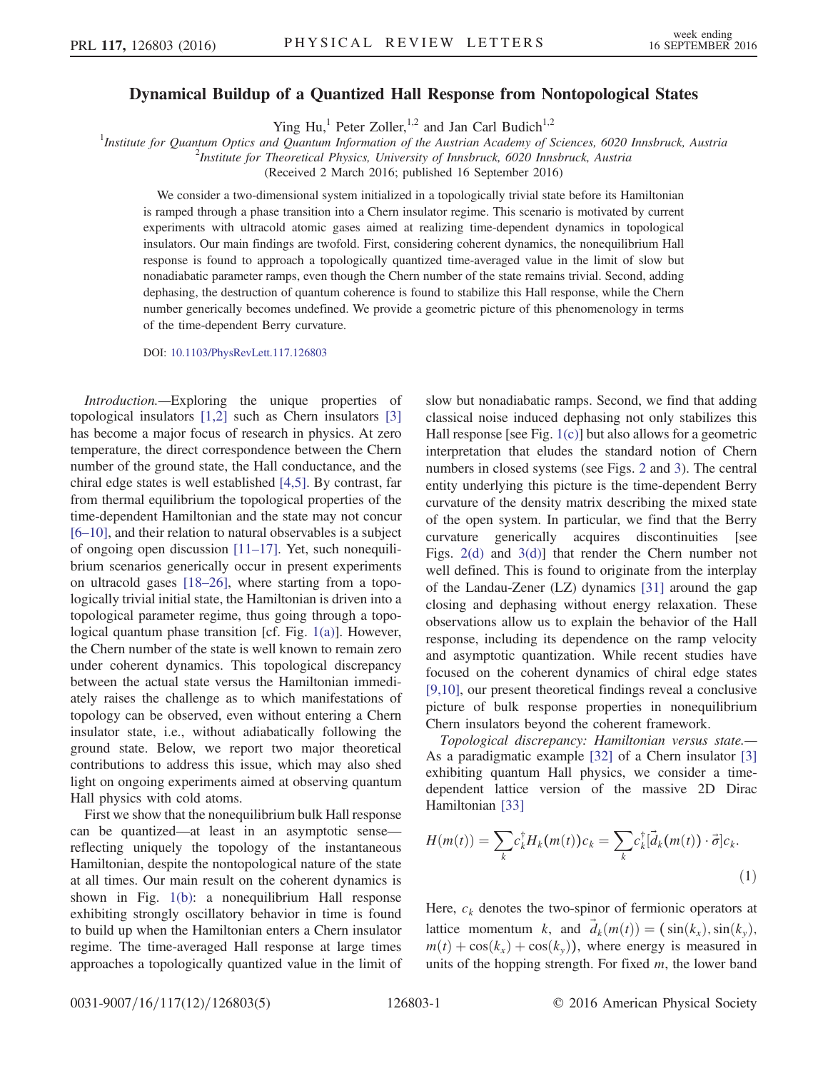# Dynamical Buildup of a Quantized Hall Response from Nontopological States

Ying Hu,[1] Peter Zoller,[1,2] and Jan Carl Budich[1,2]

[1]Institute for Quantum Optics and Quantum Information of the Austrian Academy of Sciences, 6020 Innsbruck, Austria
[2]Institute for Theoretical Physics, University of Innsbruck, 6020 Innsbruck, Austria

(Received 2 March 2016; published 16 September 2016)

We consider a two-dimensional system initialized in a topologically trivial state before its Hamiltonian is ramped through a phase transition into a Chern insulator regime. This scenario is motivated by current experiments with ultracold atomic gases aimed at realizing time-dependent dynamics in topological insulators. Our main findings are twofold. First, considering coherent dynamics, the nonequilibrium Hall response is found to approach a topologically quantized time-averaged value in the limit of slow but nonadiabatic parameter ramps, even though the Chern number of the state remains trivial. Second, adding dephasing, the destruction of quantum coherence is found to stabilize this Hall response, while the Chern number generically becomes undefined. We provide a geometric picture of this phenomenology in terms of the time-dependent Berry curvature.

DOI: 10.1103/PhysRevLett.117.126803

*Introduction.*—Exploring the unique properties of topological insulators [1,2] such as Chern insulators [3] has become a major focus of research in physics. At zero temperature, the direct correspondence between the Chern number of the ground state, the Hall conductance, and the chiral edge states is well established [4,5]. By contrast, far from thermal equilibrium the topological properties of the time-dependent Hamiltonian and the state may not concur [6–10], and their relation to natural observables is a subject of ongoing open discussion [11–17]. Yet, such nonequilibrium scenarios generically occur in present experiments on ultracold gases [18–26], where starting from a topologically trivial initial state, the Hamiltonian is driven into a topological parameter regime, thus going through a topological quantum phase transition [cf. Fig. 1(a)]. However, the Chern number of the state is well known to remain zero under coherent dynamics. This topological discrepancy between the actual state versus the Hamiltonian immediately raises the challenge as to which manifestations of topology can be observed, even without entering a Chern insulator state, i.e., without adiabatically following the ground state. Below, we report two major theoretical contributions to address this issue, which may also shed light on ongoing experiments aimed at observing quantum Hall physics with cold atoms.

First we show that the nonequilibrium bulk Hall response can be quantized—at least in an asymptotic sense—reflecting uniquely the topology of the instantaneous Hamiltonian, despite the nontopological nature of the state at all times. Our main result on the coherent dynamics is shown in Fig. 1(b): a nonequilibrium Hall response exhibiting strongly oscillatory behavior in time is found to build up when the Hamiltonian enters a Chern insulator regime. The time-averaged Hall response at large times approaches a topologically quantized value in the limit of slow but nonadiabatic ramps. Second, we find that adding classical noise induced dephasing not only stabilizes this Hall response [see Fig. 1(c)] but also allows for a geometric interpretation that eludes the standard notion of Chern numbers in closed systems (see Figs. 2 and 3). The central entity underlying this picture is the time-dependent Berry curvature of the density matrix describing the mixed state of the open system. In particular, we find that the Berry curvature generically acquires discontinuities [see Figs. 2(d) and 3(d)] that render the Chern number not well defined. This is found to originate from the interplay of the Landau-Zener (LZ) dynamics [31] around the gap closing and dephasing without energy relaxation. These observations allow us to explain the behavior of the Hall response, including its dependence on the ramp velocity and asymptotic quantization. While recent studies have focused on the coherent dynamics of chiral edge states [9,10], our present theoretical findings reveal a conclusive picture of bulk response properties in nonequilibrium Chern insulators beyond the coherent framework.

*Topological discrepancy: Hamiltonian versus state.*—As a paradigmatic example [32] of a Chern insulator [3] exhibiting quantum Hall physics, we consider a time-dependent lattice version of the massive 2D Dirac Hamiltonian [33]

$$H(m(t)) = \sum_k c_k^\dagger H_k(m(t)) c_k = \sum_k c_k^\dagger [\vec{d}_k(m(t)) \cdot \vec{\sigma}] c_k. \tag{1}$$

Here, $c_k$ denotes the two-spinor of fermionic operators at lattice momentum $k$, and $\vec{d}_k(m(t)) = (\sin(k_x), \sin(k_y), m(t) + \cos(k_x) + \cos(k_y))$, where energy is measured in units of the hopping strength. For fixed $m$, the lower band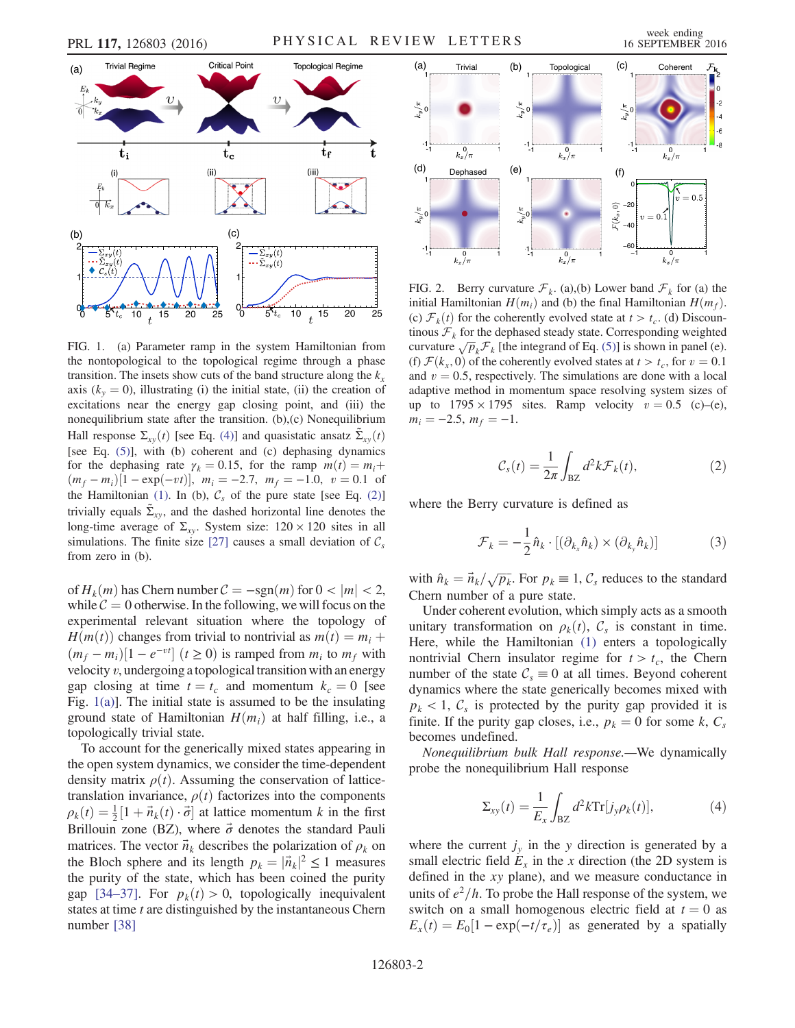FIG. 1. (a) Parameter ramp in the system Hamiltonian from the nontopological to the topological regime through a phase transition. The insets show cuts of the band structure along the $k_x$ axis ($k_y = 0$), illustrating (i) the initial state, (ii) the creation of excitations near the energy gap closing point, and (iii) the nonequilibrium state after the transition. (b),(c) Nonequilibrium Hall response $\Sigma_{xy}(t)$ [see Eq. (4)] and quasistatic ansatz $\tilde{\Sigma}_{xy}(t)$ [see Eq. (5)], with (b) coherent and (c) dephasing dynamics for the dephasing rate $\gamma_k = 0.15$, for the ramp $m(t) = m_i + (m_f - m_i)[1 - \exp(-vt)]$, $m_i = -2.7$, $m_f = -1.0$, $v = 0.1$ of the Hamiltonian (1). In (b), $\mathcal{C}_s$ of the pure state [see Eq. (2)] trivially equals $\tilde{\Sigma}_{xy}$, and the dashed horizontal line denotes the long-time average of $\Sigma_{xy}$. System size: $120 \times 120$ sites in all simulations. The finite size [27] causes a small deviation of $\mathcal{C}_s$ from zero in (b).

of $H_k(m)$ has Chern number $\mathcal{C} = -\text{sgn}(m)$ for $0 < |m| < 2$, while $\mathcal{C} = 0$ otherwise. In the following, we will focus on the experimental relevant situation where the topology of $H(m(t))$ changes from trivial to nontrivial as $m(t) = m_i + (m_f - m_i)[1 - e^{-vt}]$ ($t \geq 0$) is ramped from $m_i$ to $m_f$ with velocity $v$, undergoing a topological transition with an energy gap closing at time $t = t_c$ and momentum $k_c = 0$ [see Fig. 1(a)]. The initial state is assumed to be the insulating ground state of Hamiltonian $H(m_i)$ at half filling, i.e., a topologically trivial state.

To account for the generically mixed states appearing in the open system dynamics, we consider the time-dependent density matrix $\rho(t)$. Assuming the conservation of lattice-translation invariance, $\rho(t)$ factorizes into the components $\rho_k(t) = \frac{1}{2}[1 + \vec{n}_k(t) \cdot \vec{\sigma}]$ at lattice momentum $k$ in the first Brillouin zone (BZ), where $\vec{\sigma}$ denotes the standard Pauli matrices. The vector $\vec{n}_k$ describes the polarization of $\rho_k$ on the Bloch sphere and its length $p_k = |\vec{n}_k|^2 \leq 1$ measures the purity of the state, which has been coined the purity gap [34–37]. For $p_k(t) > 0$, topologically inequivalent states at time $t$ are distinguished by the instantaneous Chern number [38]

FIG. 2. Berry curvature $\mathcal{F}_k$. (a),(b) Lower band $\mathcal{F}_k$ for (a) the initial Hamiltonian $H(m_i)$ and (b) the final Hamiltonian $H(m_f)$. (c) $\mathcal{F}_k(t)$ for the coherently evolved state at $t > t_c$. (d) Discontinuous $\mathcal{F}_k$ for the dephased steady state. Corresponding weighted curvature $\sqrt{p_k}\mathcal{F}_k$ [the integrand of Eq. (5)] is shown in panel (e). (f) $\mathcal{F}(k_x, 0)$ of the coherently evolved states at $t > t_c$, for $v = 0.1$ and $v = 0.5$, respectively. The simulations are done with a local adaptive method in momentum space resolving system sizes of up to $1795 \times 1795$ sites. Ramp velocity $v = 0.5$ (c)–(e), $m_i = -2.5$, $m_f = -1$.

$$\mathcal{C}_s(t) = \frac{1}{2\pi}\int_{\text{BZ}} d^2k \mathcal{F}_k(t), \tag{2}$$

where the Berry curvature is defined as

$$\mathcal{F}_k = -\frac{1}{2}\hat{n}_k \cdot [(\partial_{k_x}\hat{n}_k) \times (\partial_{k_y}\hat{n}_k)] \tag{3}$$

with $\hat{n}_k = \vec{n}_k/\sqrt{p_k}$. For $p_k \equiv 1$, $\mathcal{C}_s$ reduces to the standard Chern number of a pure state.

Under coherent evolution, which simply acts as a smooth unitary transformation on $\rho_k(t)$, $\mathcal{C}_s$ is constant in time. Here, while the Hamiltonian (1) enters a topologically nontrivial Chern insulator regime for $t > t_c$, the Chern number of the state $\mathcal{C}_s \equiv 0$ at all times. Beyond coherent dynamics where the state generically becomes mixed with $p_k < 1$, $\mathcal{C}_s$ is protected by the purity gap provided it is finite. If the purity gap closes, i.e., $p_k = 0$ for some $k$, $\mathcal{C}_s$ becomes undefined.

*Nonequilibrium bulk Hall response.*—We dynamically probe the nonequilibrium Hall response

$$\Sigma_{xy}(t) = \frac{1}{E_x}\int_{\text{BZ}} d^2k \text{Tr}[j_y \rho_k(t)], \tag{4}$$

where the current $j_y$ in the $y$ direction is generated by a small electric field $E_x$ in the $x$ direction (the 2D system is defined in the $xy$ plane), and we measure conductance in units of $e^2/h$. To probe the Hall response of the system, we switch on a small homogenous electric field at $t = 0$ as $E_x(t) = E_0[1 - \exp(-t/\tau_e)]$ as generated by a spatially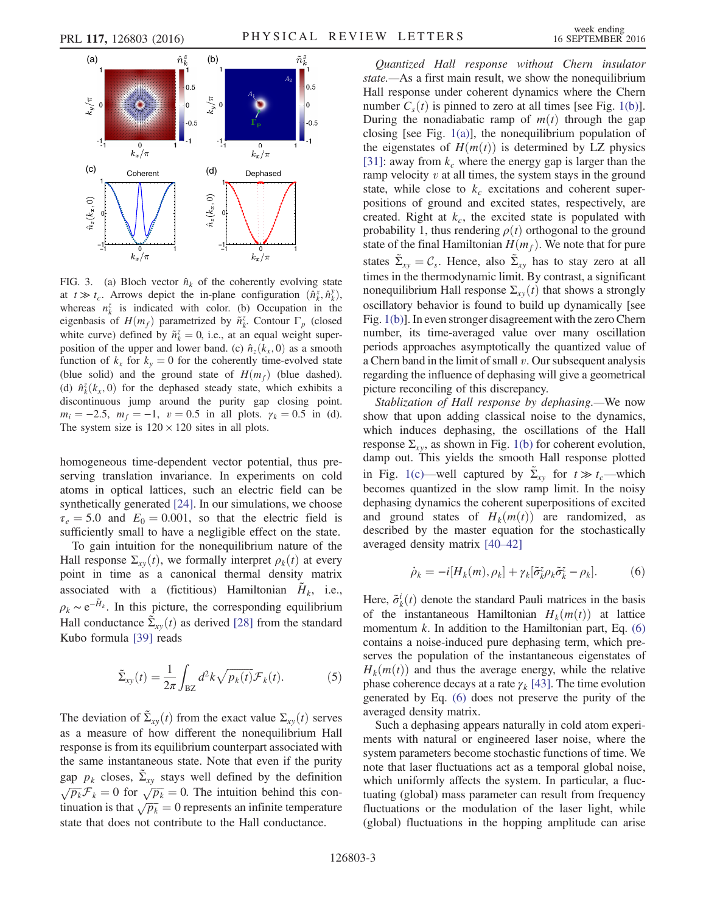FIG. 3. (a) Bloch vector $\hat{n}_k$ of the coherently evolving state at $t \gg t_c$. Arrows depict the in-plane configuration $(\hat{n}_k^x, \hat{n}_k^y)$, whereas $n_k^z$ is indicated with color. (b) Occupation in the eigenbasis of $H(m_f)$ parametrized by $\tilde{n}_k^z$. Contour $\Gamma_p$ (closed white curve) defined by $\tilde{n}_k^z = 0$, i.e., at an equal weight superposition of the upper and lower band. (c) $\hat{n}_z(k_x, 0)$ as a smooth function of $k_x$ for $k_y = 0$ for the coherently time-evolved state (blue solid) and the ground state of $H(m_f)$ (blue dashed). (d) $\hat{n}_k^z(k_x, 0)$ for the dephased steady state, which exhibits a discontinuous jump around the purity gap closing point. $m_i = -2.5$, $m_f = -1$, $v = 0.5$ in all plots. $\gamma_k = 0.5$ in (d). The system size is $120 \times 120$ sites in all plots.

homogeneous time-dependent vector potential, thus preserving translation invariance. In experiments on cold atoms in optical lattices, such an electric field can be synthetically generated [24]. In our simulations, we choose $\tau_e = 5.0$ and $E_0 = 0.001$, so that the electric field is sufficiently small to have a negligible effect on the state.

To gain intuition for the nonequilibrium nature of the Hall response $\Sigma_{xy}(t)$, we formally interpret $\rho_k(t)$ at every point in time as a canonical thermal density matrix associated with a (fictitious) Hamiltonian $\tilde{H}_k$, i.e., $\rho_k \sim e^{-\tilde{H}_k}$. In this picture, the corresponding equilibrium Hall conductance $\tilde{\Sigma}_{xy}(t)$ as derived [28] from the standard Kubo formula [39] reads

$$\tilde{\Sigma}_{xy}(t) = \frac{1}{2\pi} \int_{\mathrm{BZ}} d^2k \sqrt{p_k(t)} \mathcal{F}_k(t). \tag{5}$$

The deviation of $\tilde{\Sigma}_{xy}(t)$ from the exact value $\Sigma_{xy}(t)$ serves as a measure of how different the nonequilibrium Hall response is from its equilibrium counterpart associated with the same instantaneous state. Note that even if the purity gap $p_k$ closes, $\tilde{\Sigma}_{xy}$ stays well defined by the definition $\sqrt{p_k}\mathcal{F}_k = 0$ for $\sqrt{p_k} = 0$. The intuition behind this continuation is that $\sqrt{p_k} = 0$ represents an infinite temperature state that does not contribute to the Hall conductance.

*Quantized Hall response without Chern insulator state.*—As a first main result, we show the nonequilibrium Hall response under coherent dynamics where the Chern number $C_s(t)$ is pinned to zero at all times [see Fig. 1(b)]. During the nonadiabatic ramp of $m(t)$ through the gap closing [see Fig. 1(a)], the nonequilibrium population of the eigenstates of $H(m(t))$ is determined by LZ physics [31]: away from $k_c$ where the energy gap is larger than the ramp velocity $v$ at all times, the system stays in the ground state, while close to $k_c$ excitations and coherent superpositions of ground and excited states, respectively, are created. Right at $k_c$, the excited state is populated with probability 1, thus rendering $\rho(t)$ orthogonal to the ground state of the final Hamiltonian $H(m_f)$. We note that for pure states $\tilde{\Sigma}_{xy} = \mathcal{C}_s$. Hence, also $\tilde{\Sigma}_{xy}$ has to stay zero at all times in the thermodynamic limit. By contrast, a significant nonequilibrium Hall response $\Sigma_{xy}(t)$ that shows a strongly oscillatory behavior is found to build up dynamically [see Fig. 1(b)]. In even stronger disagreement with the zero Chern number, its time-averaged value over many oscillation periods approaches asymptotically the quantized value of a Chern band in the limit of small $v$. Our subsequent analysis regarding the influence of dephasing will give a geometrical picture reconciling of this discrepancy.

*Stablization of Hall response by dephasing.*—We now show that upon adding classical noise to the dynamics, which induces dephasing, the oscillations of the Hall response $\Sigma_{xy}$, as shown in Fig. 1(b) for coherent evolution, damp out. This yields the smooth Hall response plotted in Fig. 1(c)—well captured by $\tilde{\Sigma}_{xy}$ for $t \gg t_c$—which becomes quantized in the slow ramp limit. In the noisy dephasing dynamics the coherent superpositions of excited and ground states of $H_k(m(t))$ are randomized, as described by the master equation for the stochastically averaged density matrix [40–42]

$$\dot{\rho}_k = -i[H_k(m), \rho_k] + \gamma_k[\tilde{\sigma}_k^z \rho_k \tilde{\sigma}_k^z - \rho_k]. \tag{6}$$

Here, $\tilde{\sigma}_k^i(t)$ denote the standard Pauli matrices in the basis of the instantaneous Hamiltonian $H_k(m(t))$ at lattice momentum $k$. In addition to the Hamiltonian part, Eq. (6) contains a noise-induced pure dephasing term, which preserves the population of the instantaneous eigenstates of $H_k(m(t))$ and thus the average energy, while the relative phase coherence decays at a rate $\gamma_k$ [43]. The time evolution generated by Eq. (6) does not preserve the purity of the averaged density matrix.

Such a dephasing appears naturally in cold atom experiments with natural or engineered laser noise, where the system parameters become stochastic functions of time. We note that laser fluctuations act as a temporal global noise, which uniformly affects the system. In particular, a fluctuating (global) mass parameter can result from frequency fluctuations or the modulation of the laser light, while (global) fluctuations in the hopping amplitude can arise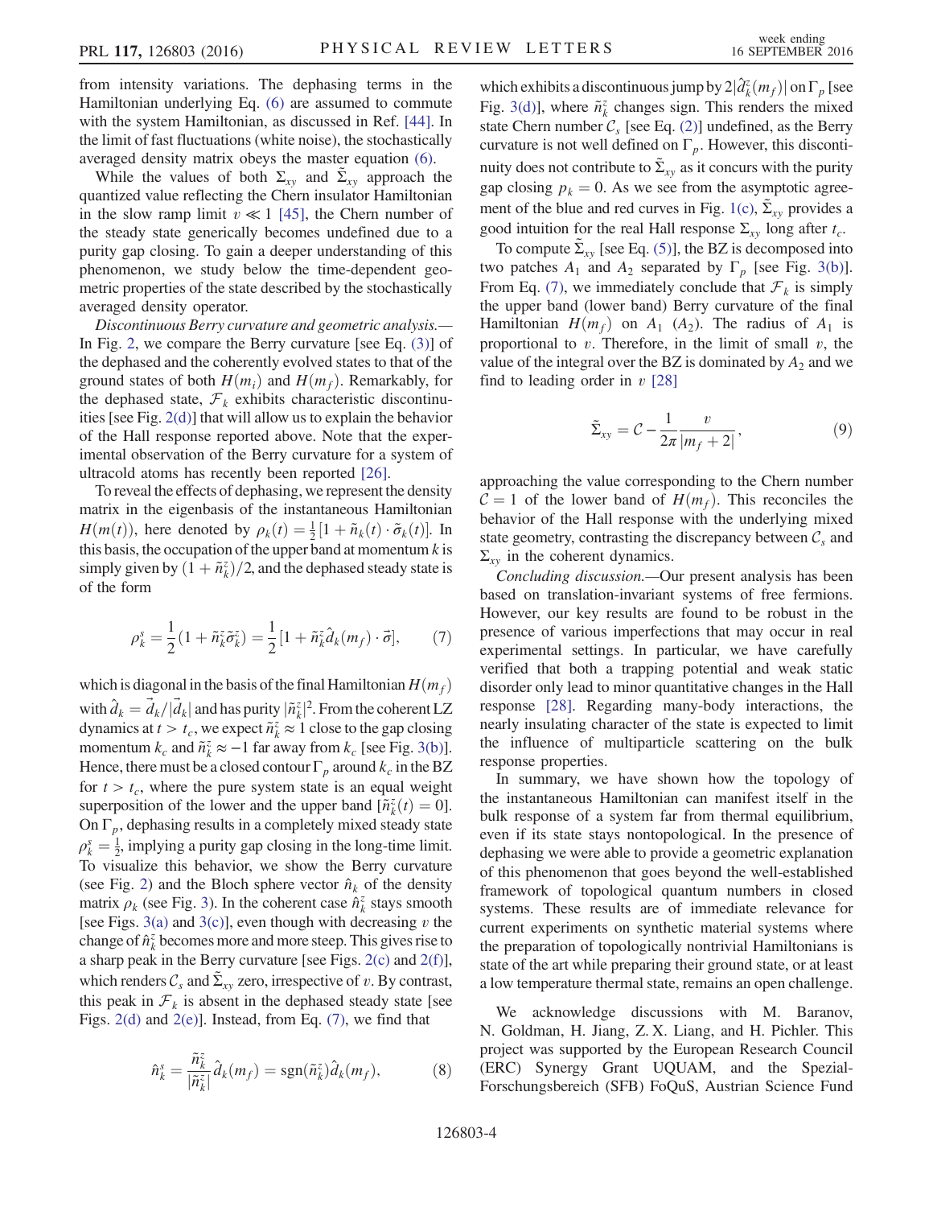from intensity variations. The dephasing terms in the Hamiltonian underlying Eq. (6) are assumed to commute with the system Hamiltonian, as discussed in Ref. [44]. In the limit of fast fluctuations (white noise), the stochastically averaged density matrix obeys the master equation (6).

While the values of both $\Sigma_{xy}$ and $\tilde{\Sigma}_{xy}$ approach the quantized value reflecting the Chern insulator Hamiltonian in the slow ramp limit $v \ll 1$ [45], the Chern number of the steady state generically becomes undefined due to a purity gap closing. To gain a deeper understanding of this phenomenon, we study below the time-dependent geometric properties of the state described by the stochastically averaged density operator.

*Discontinuous Berry curvature and geometric analysis.*— In Fig. 2, we compare the Berry curvature [see Eq. (3)] of the dephased and the coherently evolved states to that of the ground states of both $H(m_i)$ and $H(m_f)$. Remarkably, for the dephased state, $\mathcal{F}_k$ exhibits characteristic discontinuities [see Fig. 2(d)] that will allow us to explain the behavior of the Hall response reported above. Note that the experimental observation of the Berry curvature for a system of ultracold atoms has recently been reported [26].

To reveal the effects of dephasing, we represent the density matrix in the eigenbasis of the instantaneous Hamiltonian $H(m(t))$, here denoted by $\rho_k(t) = \frac{1}{2}[1 + \tilde{n}_k(t) \cdot \tilde{\sigma}_k(t)]$. In this basis, the occupation of the upper band at momentum $k$ is simply given by $(1 + \tilde{n}_k^z)/2$, and the dephased steady state is of the form

$$\rho_k^s = \frac{1}{2}(1 + \tilde{n}_k^z \tilde{\sigma}_k^z) = \frac{1}{2}[1 + \tilde{n}_k^z \hat{d}_k(m_f) \cdot \vec{\sigma}], \tag{7}$$

which is diagonal in the basis of the final Hamiltonian $H(m_f)$ with $\hat{d}_k = \vec{d}_k / |\vec{d}_k|$ and has purity $|\tilde{n}_k^z|^2$. From the coherent LZ dynamics at $t > t_c$, we expect $\tilde{n}_k^z \approx 1$ close to the gap closing momentum $k_c$ and $\tilde{n}_k^z \approx -1$ far away from $k_c$ [see Fig. 3(b)]. Hence, there must be a closed contour $\Gamma_p$ around $k_c$ in the BZ for $t > t_c$, where the pure system state is an equal weight superposition of the lower and the upper band $[\tilde{n}_k^z(t) = 0]$. On $\Gamma_p$, dephasing results in a completely mixed steady state $\rho_k^s = \frac{1}{2}$, implying a purity gap closing in the long-time limit. To visualize this behavior, we show the Berry curvature (see Fig. 2) and the Bloch sphere vector $\hat{n}_k$ of the density matrix $\rho_k$ (see Fig. 3). In the coherent case $\hat{n}_k^z$ stays smooth [see Figs. 3(a) and 3(c)], even though with decreasing $v$ the change of $\hat{n}_k^z$ becomes more and more steep. This gives rise to a sharp peak in the Berry curvature [see Figs. 2(c) and 2(f)], which renders $\mathcal{C}_s$ and $\tilde{\Sigma}_{xy}$ zero, irrespective of $v$. By contrast, this peak in $\mathcal{F}_k$ is absent in the dephased steady state [see Figs. 2(d) and 2(e)]. Instead, from Eq. (7), we find that

$$\hat{n}_k^s = \frac{\tilde{n}_k^z}{|\tilde{n}_k^z|} \hat{d}_k(m_f) = \mathrm{sgn}(\tilde{n}_k^z) \hat{d}_k(m_f), \tag{8}$$

which exhibits a discontinuous jump by $2|\hat{d}_k^z(m_f)|$ on $\Gamma_p$ [see Fig. 3(d)], where $\tilde{n}_k^z$ changes sign. This renders the mixed state Chern number $\mathcal{C}_s$ [see Eq. (2)] undefined, as the Berry curvature is not well defined on $\Gamma_p$. However, this discontinuity does not contribute to $\tilde{\Sigma}_{xy}$ as it concurs with the purity gap closing $p_k = 0$. As we see from the asymptotic agreement of the blue and red curves in Fig. 1(c), $\tilde{\Sigma}_{xy}$ provides a good intuition for the real Hall response $\Sigma_{xy}$ long after $t_c$.

To compute $\tilde{\Sigma}_{xy}$ [see Eq. (5)], the BZ is decomposed into two patches $A_1$ and $A_2$ separated by $\Gamma_p$ [see Fig. 3(b)]. From Eq. (7), we immediately conclude that $\mathcal{F}_k$ is simply the upper band (lower band) Berry curvature of the final Hamiltonian $H(m_f)$ on $A_1$ ($A_2$). The radius of $A_1$ is proportional to $v$. Therefore, in the limit of small $v$, the value of the integral over the BZ is dominated by $A_2$ and we find to leading order in $v$ [28]

$$\tilde{\Sigma}_{xy} = \mathcal{C} - \frac{1}{2\pi} \frac{v}{|m_f + 2|}, \tag{9}$$

approaching the value corresponding to the Chern number $\mathcal{C} = 1$ of the lower band of $H(m_f)$. This reconciles the behavior of the Hall response with the underlying mixed state geometry, contrasting the discrepancy between $\mathcal{C}_s$ and $\Sigma_{xy}$ in the coherent dynamics.

*Concluding discussion.*—Our present analysis has been based on translation-invariant systems of free fermions. However, our key results are found to be robust in the presence of various imperfections that may occur in real experimental settings. In particular, we have carefully verified that both a trapping potential and weak static disorder only lead to minor quantitative changes in the Hall response [28]. Regarding many-body interactions, the nearly insulating character of the state is expected to limit the influence of multiparticle scattering on the bulk response properties.

In summary, we have shown how the topology of the instantaneous Hamiltonian can manifest itself in the bulk response of a system far from thermal equilibrium, even if its state stays nontopological. In the presence of dephasing we were able to provide a geometric explanation of this phenomenon that goes beyond the well-established framework of topological quantum numbers in closed systems. These results are of immediate relevance for current experiments on synthetic material systems where the preparation of topologically nontrivial Hamiltonians is state of the art while preparing their ground state, or at least a low temperature thermal state, remains an open challenge.

We acknowledge discussions with M. Baranov, N. Goldman, H. Jiang, Z. X. Liang, and H. Pichler. This project was supported by the European Research Council (ERC) Synergy Grant UQUAM, and the Spezial-Forschungsbereich (SFB) FoQuS, Austrian Science Fund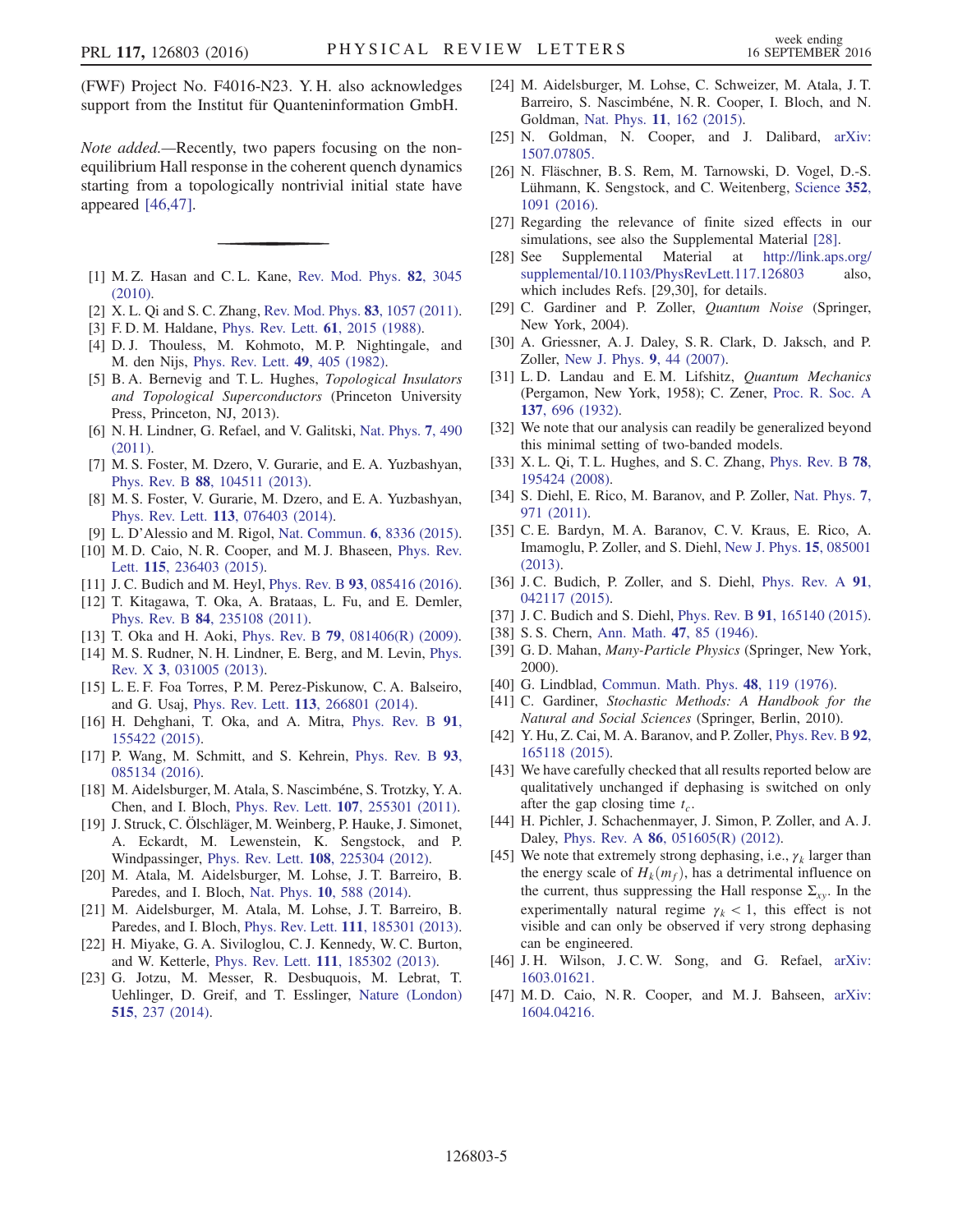(FWF) Project No. F4016-N23. Y. H. also acknowledges support from the Institut für Quanteninformation GmbH.

*Note added.*—Recently, two papers focusing on the non-equilibrium Hall response in the coherent quench dynamics starting from a topologically nontrivial initial state have appeared [46,47].

---

[1] M. Z. Hasan and C. L. Kane, Rev. Mod. Phys. **82**, 3045 (2010).

[2] X. L. Qi and S. C. Zhang, Rev. Mod. Phys. **83**, 1057 (2011).

[3] F. D. M. Haldane, Phys. Rev. Lett. **61**, 2015 (1988).

[4] D. J. Thouless, M. Kohmoto, M. P. Nightingale, and M. den Nijs, Phys. Rev. Lett. **49**, 405 (1982).

[5] B. A. Bernevig and T. L. Hughes, *Topological Insulators and Topological Superconductors* (Princeton University Press, Princeton, NJ, 2013).

[6] N. H. Lindner, G. Refael, and V. Galitski, Nat. Phys. **7**, 490 (2011).

[7] M. S. Foster, M. Dzero, V. Gurarie, and E. A. Yuzbashyan, Phys. Rev. B **88**, 104511 (2013).

[8] M. S. Foster, V. Gurarie, M. Dzero, and E. A. Yuzbashyan, Phys. Rev. Lett. **113**, 076403 (2014).

[9] L. D'Alessio and M. Rigol, Nat. Commun. **6**, 8336 (2015).

[10] M. D. Caio, N. R. Cooper, and M. J. Bhaseen, Phys. Rev. Lett. **115**, 236403 (2015).

[11] J. C. Budich and M. Heyl, Phys. Rev. B **93**, 085416 (2016).

[12] T. Kitagawa, T. Oka, A. Brataas, L. Fu, and E. Demler, Phys. Rev. B **84**, 235108 (2011).

[13] T. Oka and H. Aoki, Phys. Rev. B **79**, 081406(R) (2009).

[14] M. S. Rudner, N. H. Lindner, E. Berg, and M. Levin, Phys. Rev. X **3**, 031005 (2013).

[15] L. E. F. Foa Torres, P. M. Perez-Piskunow, C. A. Balseiro, and G. Usaj, Phys. Rev. Lett. **113**, 266801 (2014).

[16] H. Dehghani, T. Oka, and A. Mitra, Phys. Rev. B **91**, 155422 (2015).

[17] P. Wang, M. Schmitt, and S. Kehrein, Phys. Rev. B **93**, 085134 (2016).

[18] M. Aidelsburger, M. Atala, S. Nascimbéne, S. Trotzky, Y. A. Chen, and I. Bloch, Phys. Rev. Lett. **107**, 255301 (2011).

[19] J. Struck, C. Ölschläger, M. Weinberg, P. Hauke, J. Simonet, A. Eckardt, M. Lewenstein, K. Sengstock, and P. Windpassinger, Phys. Rev. Lett. **108**, 225304 (2012).

[20] M. Atala, M. Aidelsburger, M. Lohse, J. T. Barreiro, B. Paredes, and I. Bloch, Nat. Phys. **10**, 588 (2014).

[21] M. Aidelsburger, M. Atala, M. Lohse, J. T. Barreiro, B. Paredes, and I. Bloch, Phys. Rev. Lett. **111**, 185301 (2013).

[22] H. Miyake, G. A. Siviloglou, C. J. Kennedy, W. C. Burton, and W. Ketterle, Phys. Rev. Lett. **111**, 185302 (2013).

[23] G. Jotzu, M. Messer, R. Desbuquois, M. Lebrat, T. Uehlinger, D. Greif, and T. Esslinger, Nature (London) **515**, 237 (2014).

[24] M. Aidelsburger, M. Lohse, C. Schweizer, M. Atala, J. T. Barreiro, S. Nascimbéne, N. R. Cooper, I. Bloch, and N. Goldman, Nat. Phys. **11**, 162 (2015).

[25] N. Goldman, N. Cooper, and J. Dalibard, arXiv: 1507.07805.

[26] N. Fläschner, B. S. Rem, M. Tarnowski, D. Vogel, D.-S. Lühmann, K. Sengstock, and C. Weitenberg, Science **352**, 1091 (2016).

[27] Regarding the relevance of finite sized effects in our simulations, see also the Supplemental Material [28].

[28] See Supplemental Material at http://link.aps.org/supplemental/10.1103/PhysRevLett.117.126803 also, which includes Refs. [29,30], for details.

[29] C. Gardiner and P. Zoller, *Quantum Noise* (Springer, New York, 2004).

[30] A. Griessner, A. J. Daley, S. R. Clark, D. Jaksch, and P. Zoller, New J. Phys. **9**, 44 (2007).

[31] L. D. Landau and E. M. Lifshitz, *Quantum Mechanics* (Pergamon, New York, 1958); C. Zener, Proc. R. Soc. A **137**, 696 (1932).

[32] We note that our analysis can readily be generalized beyond this minimal setting of two-banded models.

[33] X. L. Qi, T. L. Hughes, and S. C. Zhang, Phys. Rev. B **78**, 195424 (2008).

[34] S. Diehl, E. Rico, M. Baranov, and P. Zoller, Nat. Phys. **7**, 971 (2011).

[35] C. E. Bardyn, M. A. Baranov, C. V. Kraus, E. Rico, A. Imamoglu, P. Zoller, and S. Diehl, New J. Phys. **15**, 085001 (2013).

[36] J. C. Budich, P. Zoller, and S. Diehl, Phys. Rev. A **91**, 042117 (2015).

[37] J. C. Budich and S. Diehl, Phys. Rev. B **91**, 165140 (2015).

[38] S. S. Chern, Ann. Math. **47**, 85 (1946).

[39] G. D. Mahan, *Many-Particle Physics* (Springer, New York, 2000).

[40] G. Lindblad, Commun. Math. Phys. **48**, 119 (1976).

[41] C. Gardiner, *Stochastic Methods: A Handbook for the Natural and Social Sciences* (Springer, Berlin, 2010).

[42] Y. Hu, Z. Cai, M. A. Baranov, and P. Zoller, Phys. Rev. B **92**, 165118 (2015).

[43] We have carefully checked that all results reported below are qualitatively unchanged if dephasing is switched on only after the gap closing time $t_c$.

[44] H. Pichler, J. Schachenmayer, J. Simon, P. Zoller, and A. J. Daley, Phys. Rev. A **86**, 051605(R) (2012).

[45] We note that extremely strong dephasing, i.e., $\gamma_k$ larger than the energy scale of $H_k(m_f)$, has a detrimental influence on the current, thus suppressing the Hall response $\Sigma_{xy}$. In the experimentally natural regime $\gamma_k < 1$, this effect is not visible and can only be observed if very strong dephasing can be engineered.

[46] J. H. Wilson, J. C. W. Song, and G. Refael, arXiv: 1603.01621.

[47] M. D. Caio, N. R. Cooper, and M. J. Bahseen, arXiv: 1604.04216.